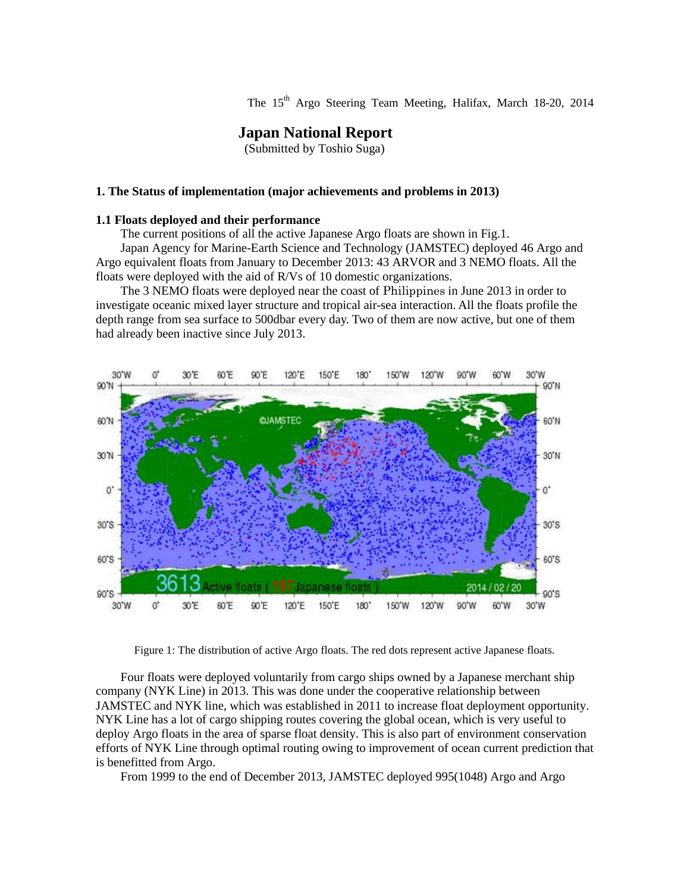The 15th Argo Steering Team Meeting, Halifax, March 18-20, 2014

# Japan National Report

(Submitted by Toshio Suga)

## 1. The Status of implementation (major achievements and problems in 2013)

### 1.1 Floats deployed and their performance

The current positions of all the active Japanese Argo floats are shown in Fig.1.

Japan Agency for Marine-Earth Science and Technology (JAMSTEC) deployed 46 Argo and Argo equivalent floats from January to December 2013: 43 ARVOR and 3 NEMO floats. All the floats were deployed with the aid of R/Vs of 10 domestic organizations.

The 3 NEMO floats were deployed near the coast of Philippines in June 2013 in order to investigate oceanic mixed layer structure and tropical air-sea interaction. All the floats profile the depth range from sea surface to 500dbar every day. Two of them are now active, but one of them had already been inactive since July 2013.

Figure 1: The distribution of active Argo floats. The red dots represent active Japanese floats.

Four floats were deployed voluntarily from cargo ships owned by a Japanese merchant ship company (NYK Line) in 2013. This was done under the cooperative relationship between JAMSTEC and NYK line, which was established in 2011 to increase float deployment opportunity. NYK Line has a lot of cargo shipping routes covering the global ocean, which is very useful to deploy Argo floats in the area of sparse float density. This is also part of environment conservation efforts of NYK Line through optimal routing owing to improvement of ocean current prediction that is benefitted from Argo.

From 1999 to the end of December 2013, JAMSTEC deployed 995(1048) Argo and Argo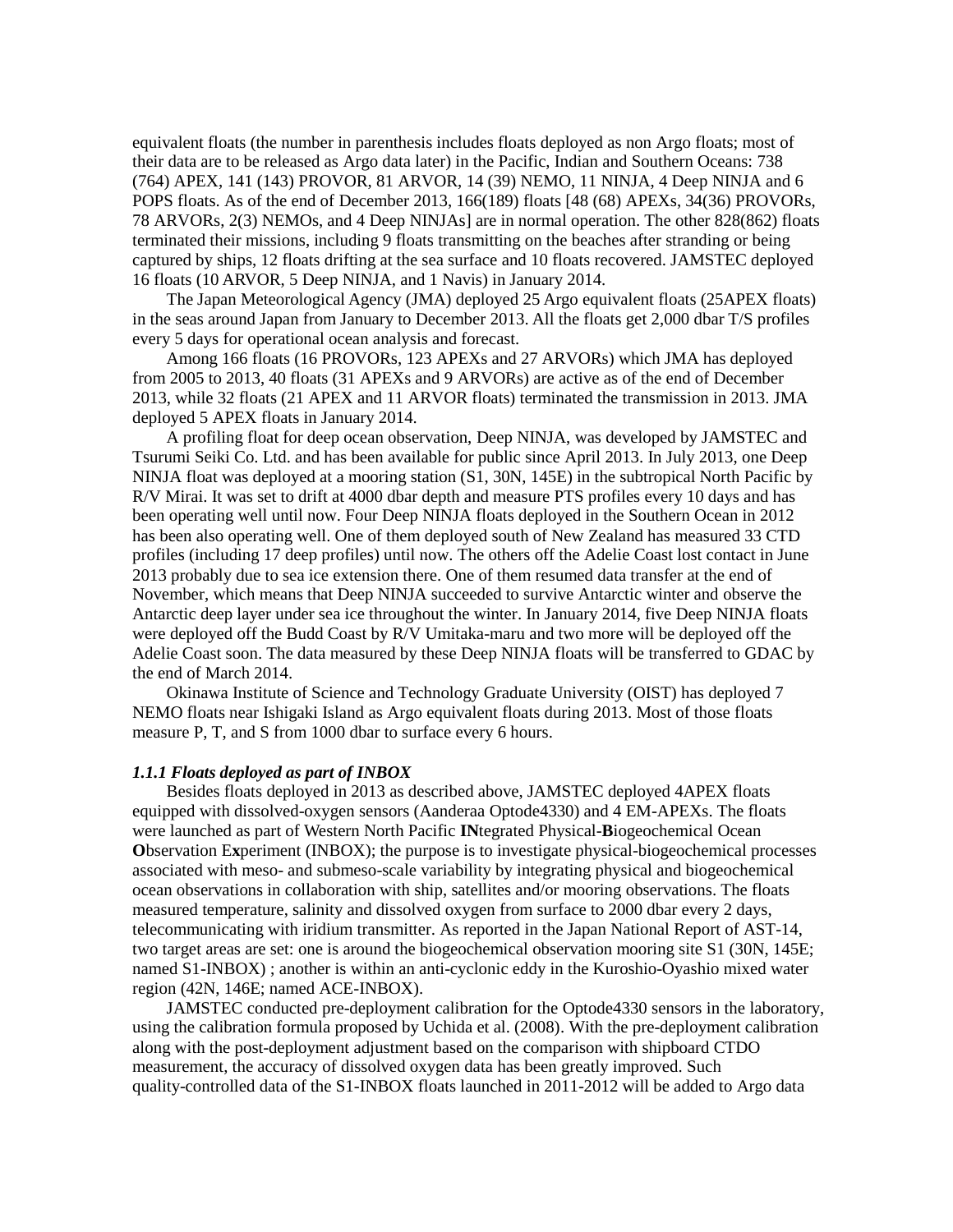equivalent floats (the number in parenthesis includes floats deployed as non Argo floats; most of their data are to be released as Argo data later) in the Pacific, Indian and Southern Oceans: 738 (764) APEX, 141 (143) PROVOR, 81 ARVOR, 14 (39) NEMO, 11 NINJA, 4 Deep NINJA and 6 POPS floats. As of the end of December 2013, 166(189) floats [48 (68) APEXs, 34(36) PROVORs, 78 ARVORs, 2(3) NEMOs, and 4 Deep NINJAs] are in normal operation. The other 828(862) floats terminated their missions, including 9 floats transmitting on the beaches after stranding or being captured by ships, 12 floats drifting at the sea surface and 10 floats recovered. JAMSTEC deployed 16 floats (10 ARVOR, 5 Deep NINJA, and 1 Navis) in January 2014.

The Japan Meteorological Agency (JMA) deployed 25 Argo equivalent floats (25APEX floats) in the seas around Japan from January to December 2013. All the floats get 2,000 dbar T/S profiles every 5 days for operational ocean analysis and forecast.

Among 166 floats (16 PROVORs, 123 APEXs and 27 ARVORs) which JMA has deployed from 2005 to 2013, 40 floats (31 APEXs and 9 ARVORs) are active as of the end of December 2013, while 32 floats (21 APEX and 11 ARVOR floats) terminated the transmission in 2013. JMA deployed 5 APEX floats in January 2014.

A profiling float for deep ocean observation, Deep NINJA, was developed by JAMSTEC and Tsurumi Seiki Co. Ltd. and has been available for public since April 2013. In July 2013, one Deep NINJA float was deployed at a mooring station (S1, 30N, 145E) in the subtropical North Pacific by R/V Mirai. It was set to drift at 4000 dbar depth and measure PTS profiles every 10 days and has been operating well until now. Four Deep NINJA floats deployed in the Southern Ocean in 2012 has been also operating well. One of them deployed south of New Zealand has measured 33 CTD profiles (including 17 deep profiles) until now. The others off the Adelie Coast lost contact in June 2013 probably due to sea ice extension there. One of them resumed data transfer at the end of November, which means that Deep NINJA succeeded to survive Antarctic winter and observe the Antarctic deep layer under sea ice throughout the winter. In January 2014, five Deep NINJA floats were deployed off the Budd Coast by R/V Umitaka-maru and two more will be deployed off the Adelie Coast soon. The data measured by these Deep NINJA floats will be transferred to GDAC by the end of March 2014.

Okinawa Institute of Science and Technology Graduate University (OIST) has deployed 7 NEMO floats near Ishigaki Island as Argo equivalent floats during 2013. Most of those floats measure P, T, and S from 1000 dbar to surface every 6 hours.

### *1.1.1 Floats deployed as part of INBOX*

Besides floats deployed in 2013 as described above, JAMSTEC deployed 4APEX floats equipped with dissolved-oxygen sensors (Aanderaa Optode4330) and 4 EM-APEXs. The floats were launched as part of Western North Pacific **IN**tegrated Physical-**B**iogeochemical Ocean **O**bservation E**x**periment (INBOX); the purpose is to investigate physical-biogeochemical processes associated with meso- and submeso-scale variability by integrating physical and biogeochemical ocean observations in collaboration with ship, satellites and/or mooring observations. The floats measured temperature, salinity and dissolved oxygen from surface to 2000 dbar every 2 days, telecommunicating with iridium transmitter. As reported in the Japan National Report of AST-14, two target areas are set: one is around the biogeochemical observation mooring site S1 (30N, 145E; named S1-INBOX) ; another is within an anti-cyclonic eddy in the Kuroshio-Oyashio mixed water region (42N, 146E; named ACE-INBOX).

JAMSTEC conducted pre-deployment calibration for the Optode4330 sensors in the laboratory, using the calibration formula proposed by Uchida et al. (2008). With the pre-deployment calibration along with the post-deployment adjustment based on the comparison with shipboard CTDO measurement, the accuracy of dissolved oxygen data has been greatly improved. Such quality-controlled data of the S1-INBOX floats launched in 2011-2012 will be added to Argo data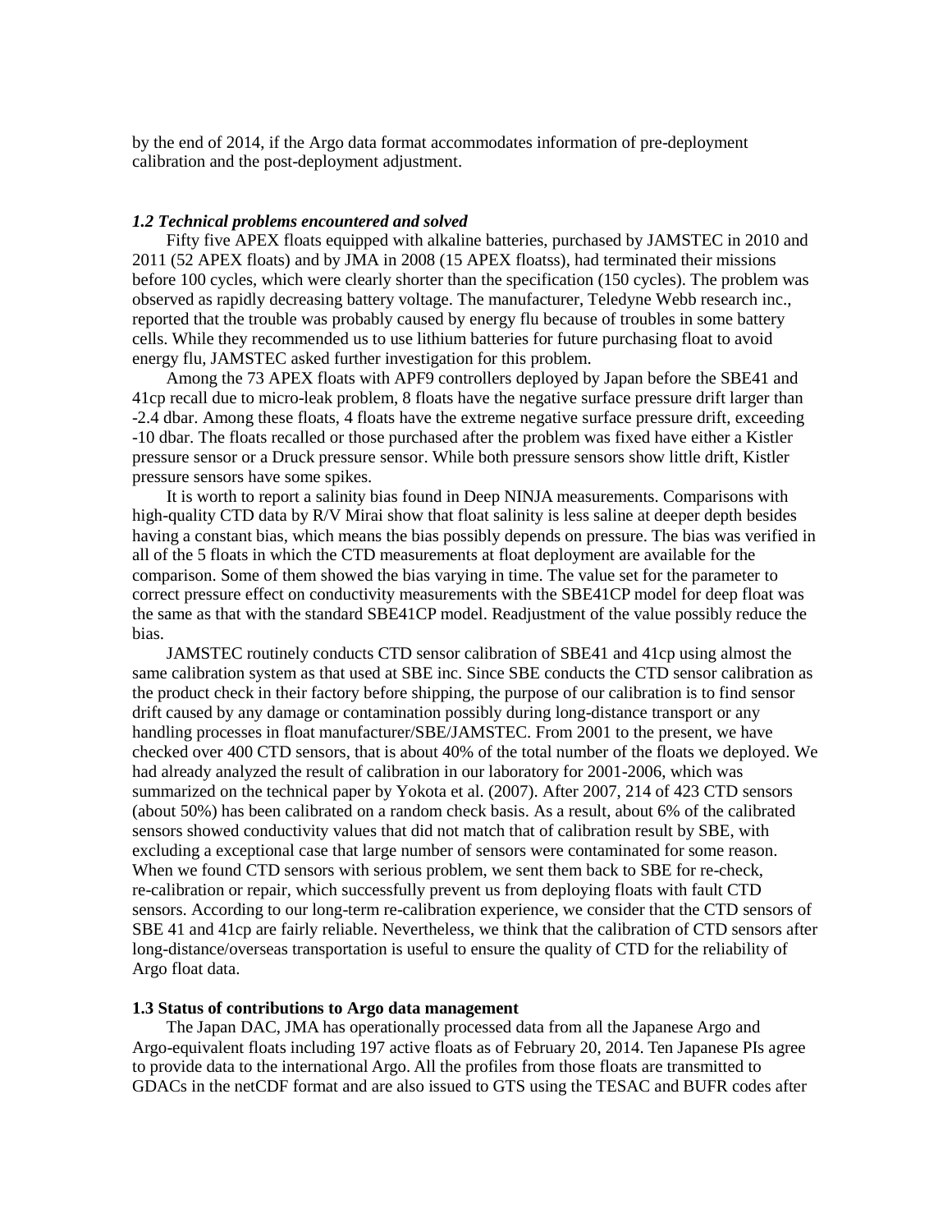by the end of 2014, if the Argo data format accommodates information of pre-deployment calibration and the post-deployment adjustment.

### *1.2 Technical problems encountered and solved*

Fifty five APEX floats equipped with alkaline batteries, purchased by JAMSTEC in 2010 and 2011 (52 APEX floats) and by JMA in 2008 (15 APEX floatss), had terminated their missions before 100 cycles, which were clearly shorter than the specification (150 cycles). The problem was observed as rapidly decreasing battery voltage. The manufacturer, Teledyne Webb research inc., reported that the trouble was probably caused by energy flu because of troubles in some battery cells. While they recommended us to use lithium batteries for future purchasing float to avoid energy flu, JAMSTEC asked further investigation for this problem.

Among the 73 APEX floats with APF9 controllers deployed by Japan before the SBE41 and 41cp recall due to micro-leak problem, 8 floats have the negative surface pressure drift larger than -2.4 dbar. Among these floats, 4 floats have the extreme negative surface pressure drift, exceeding -10 dbar. The floats recalled or those purchased after the problem was fixed have either a Kistler pressure sensor or a Druck pressure sensor. While both pressure sensors show little drift, Kistler pressure sensors have some spikes.

It is worth to report a salinity bias found in Deep NINJA measurements. Comparisons with high-quality CTD data by R/V Mirai show that float salinity is less saline at deeper depth besides having a constant bias, which means the bias possibly depends on pressure. The bias was verified in all of the 5 floats in which the CTD measurements at float deployment are available for the comparison. Some of them showed the bias varying in time. The value set for the parameter to correct pressure effect on conductivity measurements with the SBE41CP model for deep float was the same as that with the standard SBE41CP model. Readjustment of the value possibly reduce the bias.

JAMSTEC routinely conducts CTD sensor calibration of SBE41 and 41cp using almost the same calibration system as that used at SBE inc. Since SBE conducts the CTD sensor calibration as the product check in their factory before shipping, the purpose of our calibration is to find sensor drift caused by any damage or contamination possibly during long-distance transport or any handling processes in float manufacturer/SBE/JAMSTEC. From 2001 to the present, we have checked over 400 CTD sensors, that is about 40% of the total number of the floats we deployed. We had already analyzed the result of calibration in our laboratory for 2001-2006, which was summarized on the technical paper by Yokota et al. (2007). After 2007, 214 of 423 CTD sensors (about 50%) has been calibrated on a random check basis. As a result, about 6% of the calibrated sensors showed conductivity values that did not match that of calibration result by SBE, with excluding a exceptional case that large number of sensors were contaminated for some reason. When we found CTD sensors with serious problem, we sent them back to SBE for re-check, re-calibration or repair, which successfully prevent us from deploying floats with fault CTD sensors. According to our long-term re-calibration experience, we consider that the CTD sensors of SBE 41 and 41cp are fairly reliable. Nevertheless, we think that the calibration of CTD sensors after long-distance/overseas transportation is useful to ensure the quality of CTD for the reliability of Argo float data.

### 1.3 Status of contributions to Argo data management

The Japan DAC, JMA has operationally processed data from all the Japanese Argo and Argo-equivalent floats including 197 active floats as of February 20, 2014. Ten Japanese PIs agree to provide data to the international Argo. All the profiles from those floats are transmitted to GDACs in the netCDF format and are also issued to GTS using the TESAC and BUFR codes after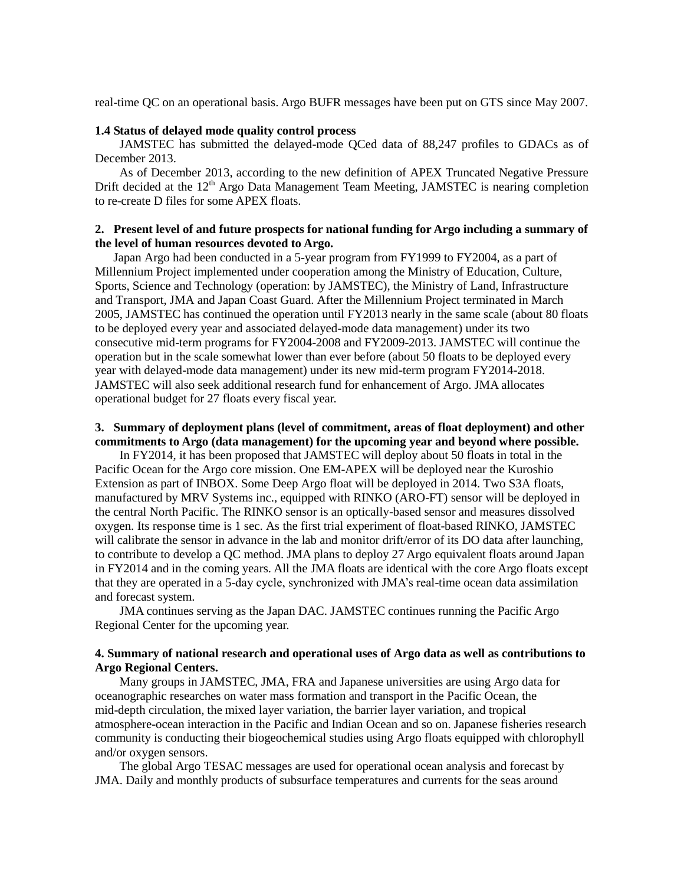real-time QC on an operational basis. Argo BUFR messages have been put on GTS since May 2007.

**1.4 Status of delayed mode quality control process**

JAMSTEC has submitted the delayed-mode QCed data of 88,247 profiles to GDACs as of December 2013.

As of December 2013, according to the new definition of APEX Truncated Negative Pressure Drift decided at the 12th Argo Data Management Team Meeting, JAMSTEC is nearing completion to re-create D files for some APEX floats.

**2. Present level of and future prospects for national funding for Argo including a summary of the level of human resources devoted to Argo.**

Japan Argo had been conducted in a 5-year program from FY1999 to FY2004, as a part of Millennium Project implemented under cooperation among the Ministry of Education, Culture, Sports, Science and Technology (operation: by JAMSTEC), the Ministry of Land, Infrastructure and Transport, JMA and Japan Coast Guard. After the Millennium Project terminated in March 2005, JAMSTEC has continued the operation until FY2013 nearly in the same scale (about 80 floats to be deployed every year and associated delayed-mode data management) under its two consecutive mid-term programs for FY2004-2008 and FY2009-2013. JAMSTEC will continue the operation but in the scale somewhat lower than ever before (about 50 floats to be deployed every year with delayed-mode data management) under its new mid-term program FY2014-2018. JAMSTEC will also seek additional research fund for enhancement of Argo. JMA allocates operational budget for 27 floats every fiscal year.

**3. Summary of deployment plans (level of commitment, areas of float deployment) and other commitments to Argo (data management) for the upcoming year and beyond where possible.**

In FY2014, it has been proposed that JAMSTEC will deploy about 50 floats in total in the Pacific Ocean for the Argo core mission. One EM-APEX will be deployed near the Kuroshio Extension as part of INBOX. Some Deep Argo float will be deployed in 2014. Two S3A floats, manufactured by MRV Systems inc., equipped with RINKO (ARO-FT) sensor will be deployed in the central North Pacific. The RINKO sensor is an optically-based sensor and measures dissolved oxygen. Its response time is 1 sec. As the first trial experiment of float-based RINKO, JAMSTEC will calibrate the sensor in advance in the lab and monitor drift/error of its DO data after launching, to contribute to develop a QC method. JMA plans to deploy 27 Argo equivalent floats around Japan in FY2014 and in the coming years. All the JMA floats are identical with the core Argo floats except that they are operated in a 5-day cycle, synchronized with JMA's real-time ocean data assimilation and forecast system.

JMA continues serving as the Japan DAC. JAMSTEC continues running the Pacific Argo Regional Center for the upcoming year.

**4. Summary of national research and operational uses of Argo data as well as contributions to Argo Regional Centers.**

Many groups in JAMSTEC, JMA, FRA and Japanese universities are using Argo data for oceanographic researches on water mass formation and transport in the Pacific Ocean, the mid-depth circulation, the mixed layer variation, the barrier layer variation, and tropical atmosphere-ocean interaction in the Pacific and Indian Ocean and so on. Japanese fisheries research community is conducting their biogeochemical studies using Argo floats equipped with chlorophyll and/or oxygen sensors.

The global Argo TESAC messages are used for operational ocean analysis and forecast by JMA. Daily and monthly products of subsurface temperatures and currents for the seas around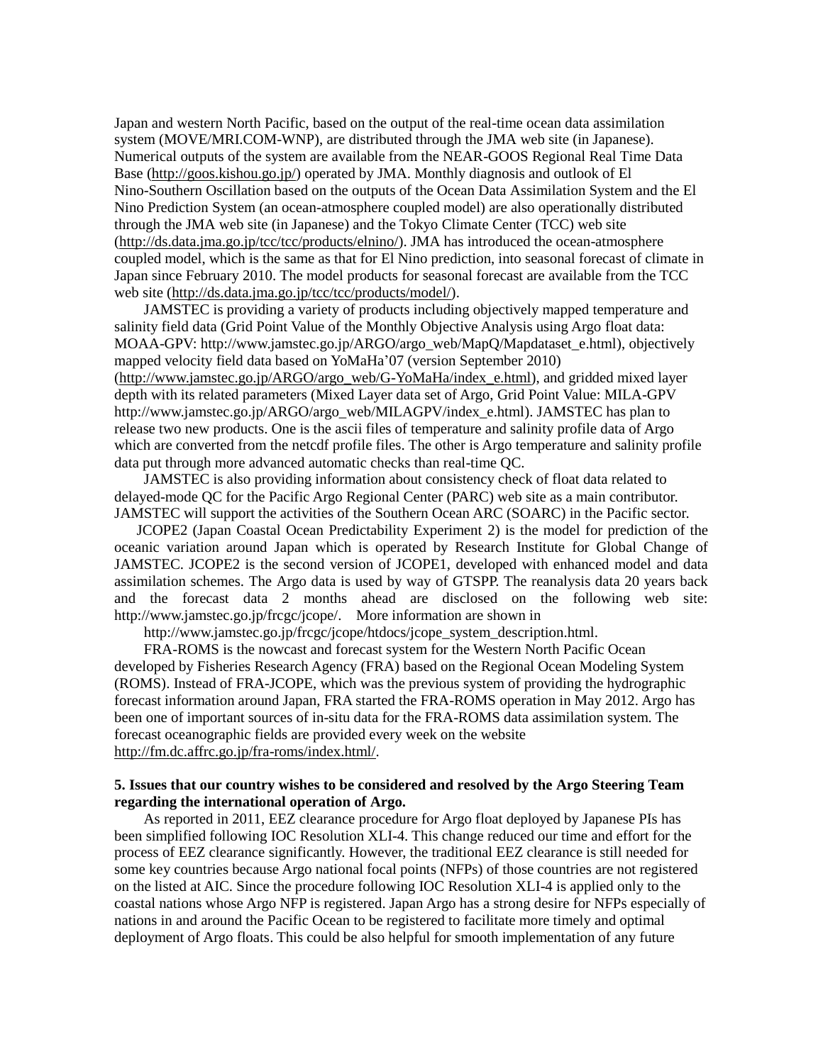Japan and western North Pacific, based on the output of the real-time ocean data assimilation system (MOVE/MRI.COM-WNP), are distributed through the JMA web site (in Japanese). Numerical outputs of the system are available from the NEAR-GOOS Regional Real Time Data Base (http://goos.kishou.go.jp/) operated by JMA. Monthly diagnosis and outlook of El Nino-Southern Oscillation based on the outputs of the Ocean Data Assimilation System and the El Nino Prediction System (an ocean-atmosphere coupled model) are also operationally distributed through the JMA web site (in Japanese) and the Tokyo Climate Center (TCC) web site (http://ds.data.jma.go.jp/tcc/tcc/products/elnino/). JMA has introduced the ocean-atmosphere coupled model, which is the same as that for El Nino prediction, into seasonal forecast of climate in Japan since February 2010. The model products for seasonal forecast are available from the TCC web site (http://ds.data.jma.go.jp/tcc/tcc/products/model/).

JAMSTEC is providing a variety of products including objectively mapped temperature and salinity field data (Grid Point Value of the Monthly Objective Analysis using Argo float data: MOAA-GPV: http://www.jamstec.go.jp/ARGO/argo_web/MapQ/Mapdataset_e.html), objectively mapped velocity field data based on YoMaHa'07 (version September 2010) (http://www.jamstec.go.jp/ARGO/argo_web/G-YoMaHa/index_e.html), and gridded mixed layer depth with its related parameters (Mixed Layer data set of Argo, Grid Point Value: MILA-GPV http://www.jamstec.go.jp/ARGO/argo_web/MILAGPV/index_e.html). JAMSTEC has plan to release two new products. One is the ascii files of temperature and salinity profile data of Argo which are converted from the netcdf profile files. The other is Argo temperature and salinity profile data put through more advanced automatic checks than real-time QC.

JAMSTEC is also providing information about consistency check of float data related to delayed-mode QC for the Pacific Argo Regional Center (PARC) web site as a main contributor. JAMSTEC will support the activities of the Southern Ocean ARC (SOARC) in the Pacific sector.

JCOPE2 (Japan Coastal Ocean Predictability Experiment 2) is the model for prediction of the oceanic variation around Japan which is operated by Research Institute for Global Change of JAMSTEC. JCOPE2 is the second version of JCOPE1, developed with enhanced model and data assimilation schemes. The Argo data is used by way of GTSPP. The reanalysis data 20 years back and the forecast data 2 months ahead are disclosed on the following web site: http://www.jamstec.go.jp/frcgc/jcope/. More information are shown in

http://www.jamstec.go.jp/frcgc/jcope/htdocs/jcope_system_description.html.

FRA-ROMS is the nowcast and forecast system for the Western North Pacific Ocean developed by Fisheries Research Agency (FRA) based on the Regional Ocean Modeling System (ROMS). Instead of FRA-JCOPE, which was the previous system of providing the hydrographic forecast information around Japan, FRA started the FRA-ROMS operation in May 2012. Argo has been one of important sources of in-situ data for the FRA-ROMS data assimilation system. The forecast oceanographic fields are provided every week on the website http://fm.dc.affrc.go.jp/fra-roms/index.html/.

**5. Issues that our country wishes to be considered and resolved by the Argo Steering Team regarding the international operation of Argo.**

As reported in 2011, EEZ clearance procedure for Argo float deployed by Japanese PIs has been simplified following IOC Resolution XLI-4. This change reduced our time and effort for the process of EEZ clearance significantly. However, the traditional EEZ clearance is still needed for some key countries because Argo national focal points (NFPs) of those countries are not registered on the listed at AIC. Since the procedure following IOC Resolution XLI-4 is applied only to the coastal nations whose Argo NFP is registered. Japan Argo has a strong desire for NFPs especially of nations in and around the Pacific Ocean to be registered to facilitate more timely and optimal deployment of Argo floats. This could be also helpful for smooth implementation of any future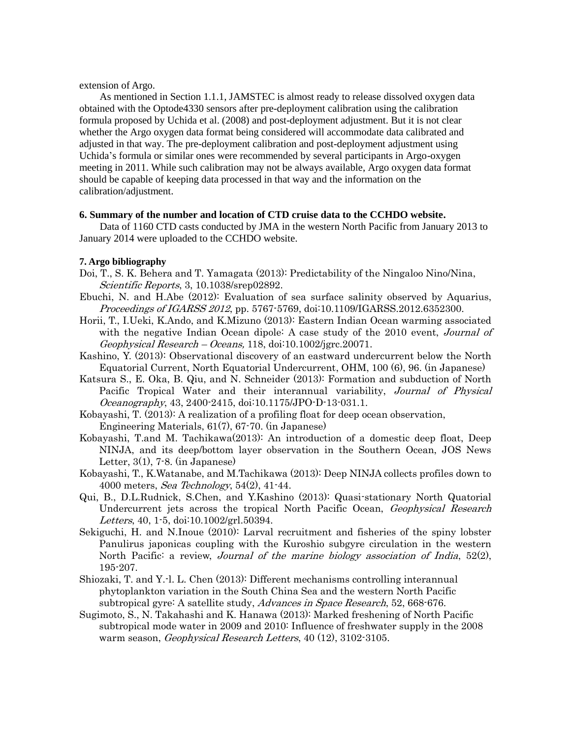extension of Argo.

As mentioned in Section 1.1.1, JAMSTEC is almost ready to release dissolved oxygen data obtained with the Optode4330 sensors after pre-deployment calibration using the calibration formula proposed by Uchida et al. (2008) and post-deployment adjustment. But it is not clear whether the Argo oxygen data format being considered will accommodate data calibrated and adjusted in that way. The pre-deployment calibration and post-deployment adjustment using Uchida's formula or similar ones were recommended by several participants in Argo-oxygen meeting in 2011. While such calibration may not be always available, Argo oxygen data format should be capable of keeping data processed in that way and the information on the calibration/adjustment.

**6. Summary of the number and location of CTD cruise data to the CCHDO website.**

Data of 1160 CTD casts conducted by JMA in the western North Pacific from January 2013 to January 2014 were uploaded to the CCHDO website.

**7. Argo bibliography**

Doi, T., S. K. Behera and T. Yamagata (2013): Predictability of the Ningaloo Nino/Nina, *Scientific Reports*, 3, 10.1038/srep02892.

Ebuchi, N. and H.Abe (2012): Evaluation of sea surface salinity observed by Aquarius, *Proceedings of IGARSS 2012*, pp. 5767-5769, doi:10.1109/IGARSS.2012.6352300.

Horii, T., I.Ueki, K.Ando, and K.Mizuno (2013): Eastern Indian Ocean warming associated with the negative Indian Ocean dipole: A case study of the 2010 event, *Journal of Geophysical Research – Oceans,* 118, doi:10.1002/jgrc.20071.

Kashino, Y. (2013): Observational discovery of an eastward undercurrent below the North Equatorial Current, North Equatorial Undercurrent, OHM, 100 (6), 96. (in Japanese)

Katsura S., E. Oka, B. Qiu, and N. Schneider (2013): Formation and subduction of North Pacific Tropical Water and their interannual variability, *Journal of Physical Oceanography*, 43, 2400-2415, doi:10.1175/JPO-D-13-031.1.

Kobayashi, T. (2013): A realization of a profiling float for deep ocean observation, Engineering Materials, 61(7), 67-70. (in Japanese)

Kobayashi, T.and M. Tachikawa(2013): An introduction of a domestic deep float, Deep NINJA, and its deep/bottom layer observation in the Southern Ocean, JOS News Letter, 3(1), 7-8. (in Japanese)

Kobayashi, T., K.Watanabe, and M.Tachikawa (2013): Deep NINJA collects profiles down to 4000 meters, *Sea Technology*, 54(2), 41-44.

Qui, B., D.L.Rudnick, S.Chen, and Y.Kashino (2013): Quasi-stationary North Quatorial Undercurrent jets across the tropical North Pacific Ocean, *Geophysical Research Letters*, 40, 1-5, doi:10.1002/grl.50394.

Sekiguchi, H. and N.Inoue (2010): Larval recruitment and fisheries of the spiny lobster Panulirus japonicas coupling with the Kuroshio subgyre circulation in the western North Pacific: a review, *Journal of the marine biology association of India*, 52(2), 195-207.

Shiozaki, T. and Y.-l. L. Chen (2013): Different mechanisms controlling interannual phytoplankton variation in the South China Sea and the western North Pacific subtropical gyre: A satellite study, *Advances in Space Research*, 52, 668-676.

Sugimoto, S., N. Takahashi and K. Hanawa (2013): Marked freshening of North Pacific subtropical mode water in 2009 and 2010: Influence of freshwater supply in the 2008 warm season, *Geophysical Research Letters*, 40 (12), 3102-3105.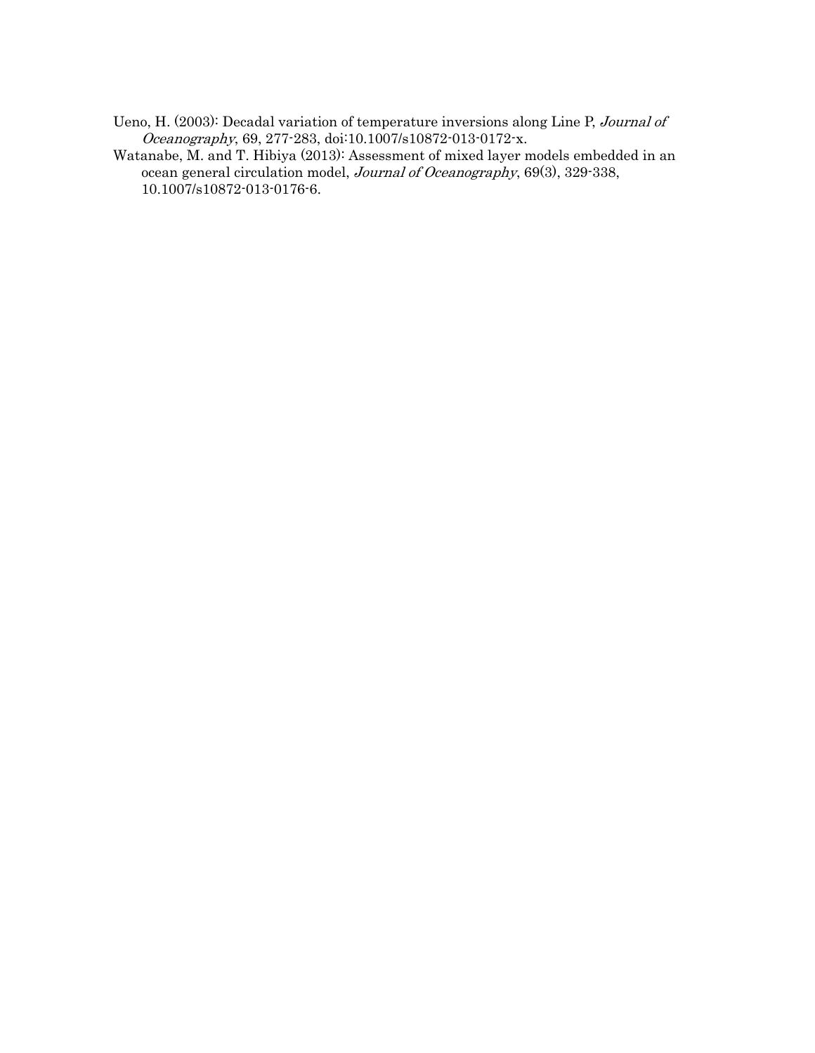Ueno, H. (2003): Decadal variation of temperature inversions along Line P, *Journal of Oceanography*, 69, 277-283, doi:10.1007/s10872-013-0172-x.

Watanabe, M. and T. Hibiya (2013): Assessment of mixed layer models embedded in an ocean general circulation model, *Journal of Oceanography*, 69(3), 329-338, 10.1007/s10872-013-0176-6.